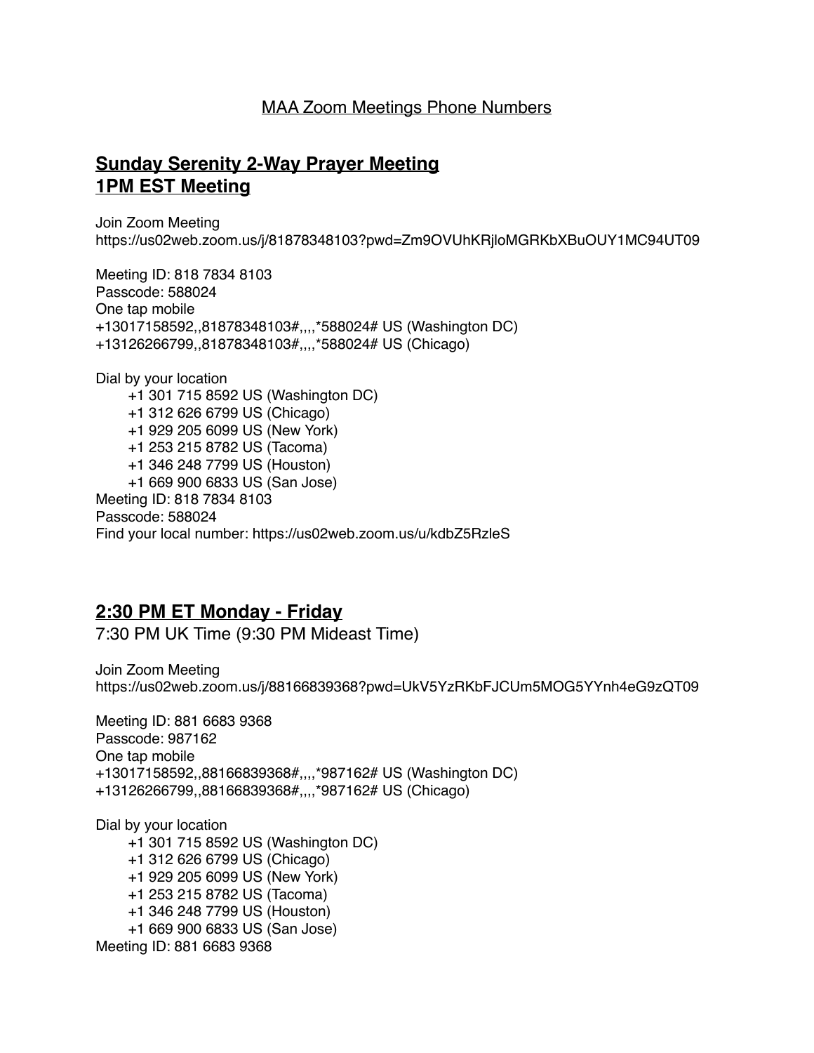MAA Zoom Meetings Phone Numbers

## Sunday Serenity 2-Way Prayer Meeting
## 1PM EST Meeting

Join Zoom Meeting
https://us02web.zoom.us/j/81878348103?pwd=Zm9OVUhKRjloMGRKbXBuOUY1MC94UT09

Meeting ID: 818 7834 8103
Passcode: 588024
One tap mobile
+13017158592,,81878348103#,,,,*588024# US (Washington DC)
+13126266799,,81878348103#,,,,*588024# US (Chicago)

Dial by your location
- +1 301 715 8592 US (Washington DC)
- +1 312 626 6799 US (Chicago)
- +1 929 205 6099 US (New York)
- +1 253 215 8782 US (Tacoma)
- +1 346 248 7799 US (Houston)
- +1 669 900 6833 US (San Jose)

Meeting ID: 818 7834 8103
Passcode: 588024
Find your local number: https://us02web.zoom.us/u/kdbZ5RzleS

## 2:30 PM ET Monday - Friday

7:30 PM UK Time (9:30 PM Mideast Time)

Join Zoom Meeting
https://us02web.zoom.us/j/88166839368?pwd=UkV5YzRKbFJCUm5MOG5YYnh4eG9zQT09

Meeting ID: 881 6683 9368
Passcode: 987162
One tap mobile
+13017158592,,88166839368#,,,,*987162# US (Washington DC)
+13126266799,,88166839368#,,,,*987162# US (Chicago)

Dial by your location
- +1 301 715 8592 US (Washington DC)
- +1 312 626 6799 US (Chicago)
- +1 929 205 6099 US (New York)
- +1 253 215 8782 US (Tacoma)
- +1 346 248 7799 US (Houston)
- +1 669 900 6833 US (San Jose)

Meeting ID: 881 6683 9368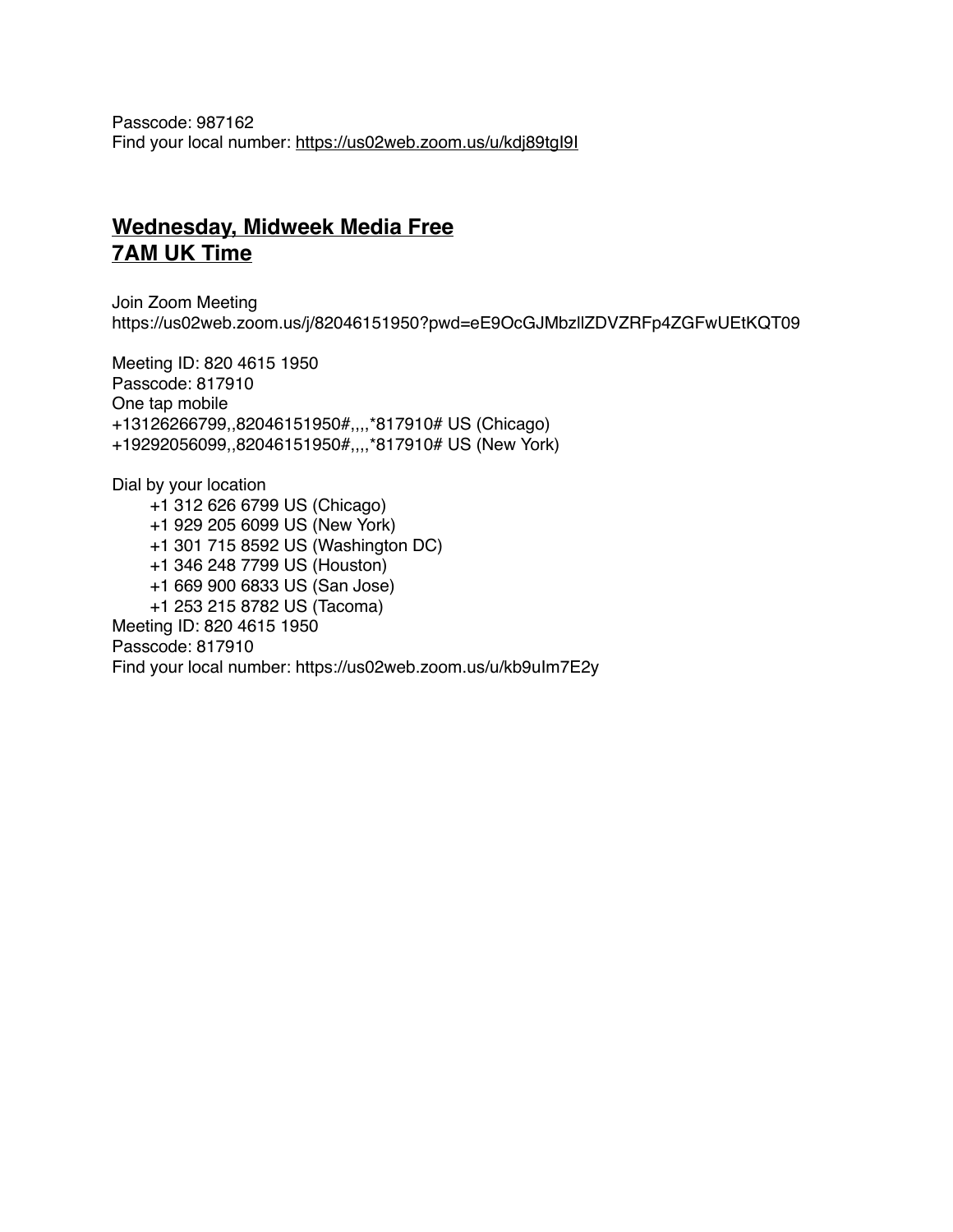Passcode: 987162
Find your local number: https://us02web.zoom.us/u/kdj89tgI9I

## Wednesday, Midweek Media Free
## 7AM UK Time

Join Zoom Meeting
https://us02web.zoom.us/j/82046151950?pwd=eE9OcGJMbzllZDVZRFp4ZGFwUEtKQT09

Meeting ID: 820 4615 1950
Passcode: 817910
One tap mobile
+13126266799,,82046151950#,,,,*817910# US (Chicago)
+19292056099,,82046151950#,,,,*817910# US (New York)

Dial by your location
- +1 312 626 6799 US (Chicago)
- +1 929 205 6099 US (New York)
- +1 301 715 8592 US (Washington DC)
- +1 346 248 7799 US (Houston)
- +1 669 900 6833 US (San Jose)
- +1 253 215 8782 US (Tacoma)

Meeting ID: 820 4615 1950
Passcode: 817910
Find your local number: https://us02web.zoom.us/u/kb9uIm7E2y